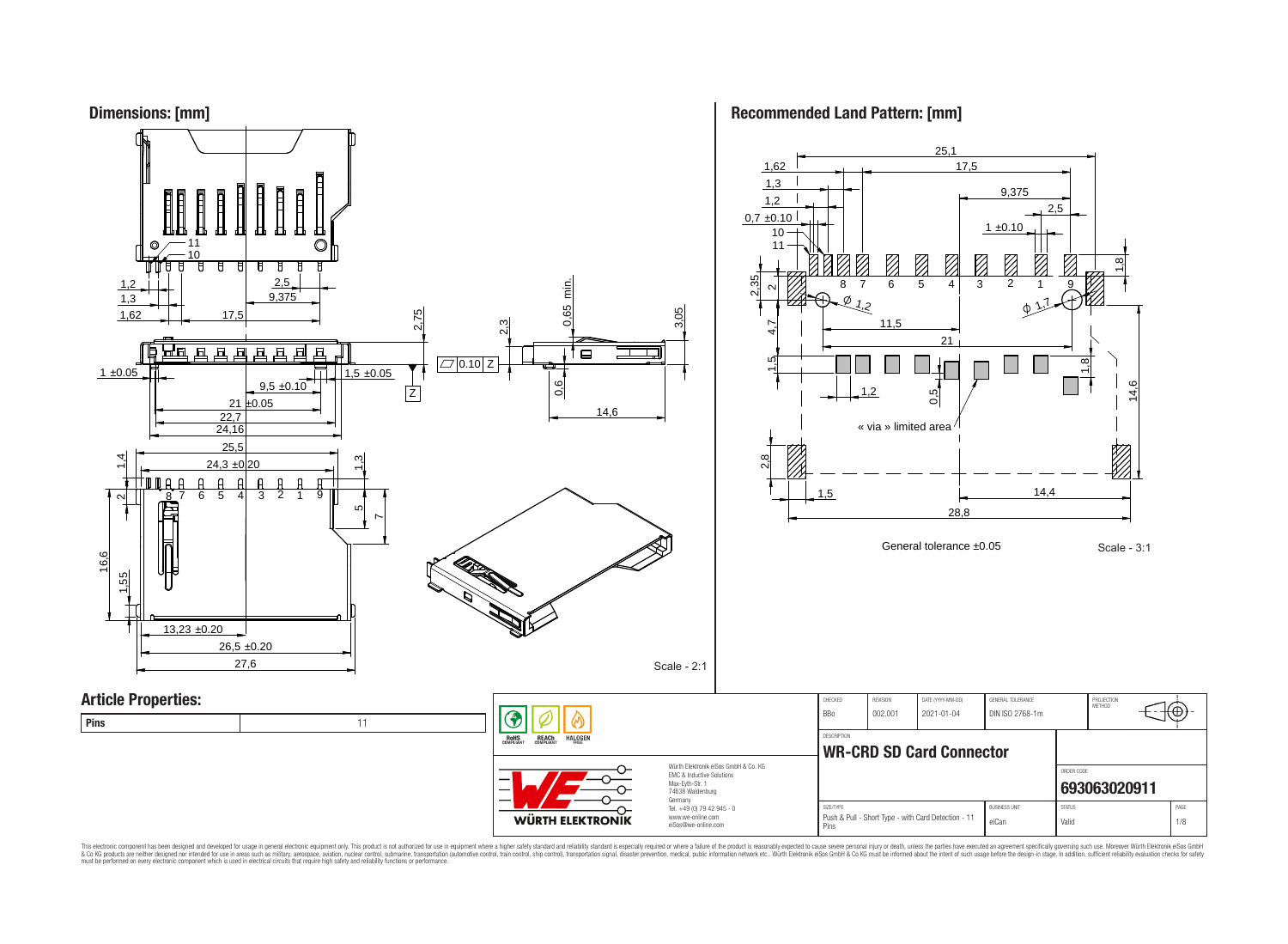## Dimensions: [mm]

Scale - 2:1

## Recommended Land Pattern: [mm]

General tolerance ±0.05

Scale - 3:1

## Article Properties:

| Pins | 11 |
| --- | --- |

| CHECKED | REVISION | DATE (YYYY-MM-DD) | GENERAL TOLERANCE | PROJECTION METHOD |
| --- | --- | --- | --- | --- |
| BBo | 002.001 | 2021-01-04 | DIN ISO 2768-1m | |

DESCRIPTION

**WR-CRD SD Card Connector**

ORDER CODE

**693063020911**

| SIZE/TYPE | BUSINESS UNIT | STATUS | PAGE |
| --- | --- | --- | --- |
| Push & Pull - Short Type - with Card Detection - 11 Pins | eiCan | Valid | 1/8 |

Würth Elektronik eiSos GmbH & Co. KG
EMC & Inductive Solutions
Max-Eyth-Str. 1
74638 Waldenburg
Germany
Tel. +49 (0) 79 42 945 - 0
www.we-online.com
eiSos@we-online.com

This electronic component has been designed and developed for usage in general electronic equipment only. This product is not authorized for use in equipment where a higher safety standard and reliability standard is especially required or where a failure of the product is reasonably expected to cause severe personal injury or death, unless the parties have executed an agreement specifically governing such use. Moreover Würth Elektronik eiSos GmbH & Co KG products are neither designed nor intended for use in areas such as military, aerospace, aviation, nuclear control, submarine, transportation (automotive control, train control, ship control), transportation signal, disaster prevention, medical, public information network etc.. Würth Elektronik eiSos GmbH & Co KG must be informed about the intent of such usage before the design-in stage. In addition, sufficient reliability evaluation checks for safety must be performed on every electronic component which is used in electrical circuits that require high safety and reliability functions or performance.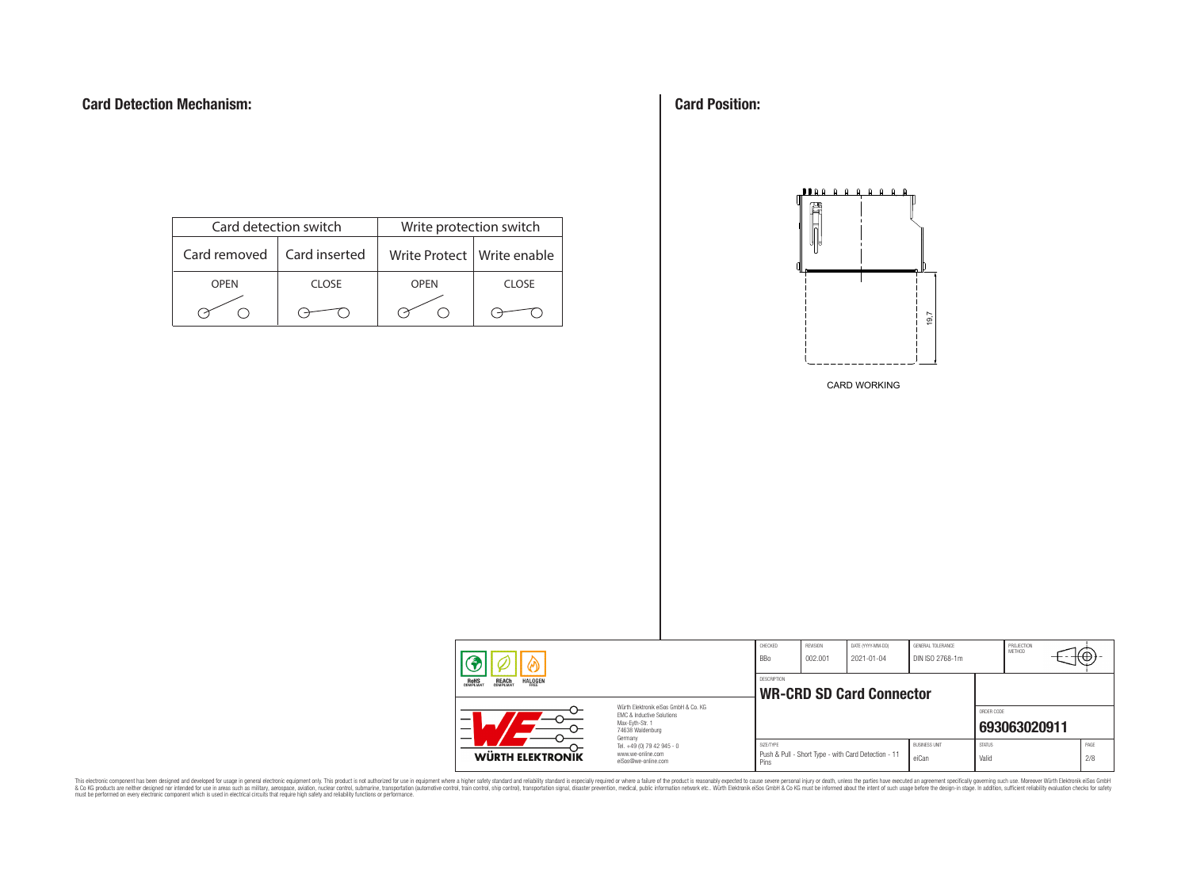## Card Detection Mechanism:

| Card detection switch | | Write protection switch | |
|---|---|---|---|
| Card removed | Card inserted | Write Protect | Write enable |
| OPEN | CLOSE | OPEN | CLOSE |

## Card Position:

19.7

CARD WORKING

| CHECKED | REVISION | DATE (YYYY-MM-DD) | GENERAL TOLERANCE | PROJECTION METHOD |
|---|---|---|---|---|
| BBo | 002.001 | 2021-01-04 | DIN ISO 2768-1m | |

DESCRIPTION

**WR-CRD SD Card Connector**

Würth Elektronik eiSos GmbH & Co. KG
EMC & Inductive Solutions
Max-Eyth-Str. 1
74638 Waldenburg
Germany
Tel. +49 (0) 79 42 945 - 0
www.we-online.com
eiSos@we-online.com

ORDER CODE: **693063020911**

| SIZE/TYPE | BUSINESS UNIT | STATUS | PAGE |
|---|---|---|---|
| Push & Pull - Short Type - with Card Detection - 11 Pins | eiCan | Valid | 2/8 |

This electronic component has been designed and developed for usage in general electronic equipment only. This product is not authorized for use in equipment where a higher safety standard and reliability standard is especially required or where a failure of the product is reasonably expected to cause severe personal injury or death, unless the parties have executed an agreement specifically governing such use. Moreover Würth Elektronik eiSos GmbH & Co KG products are neither designed nor intended for use in areas such as military, aerospace, aviation, nuclear control, submarine, transportation (automotive control, train control, ship control), transportation signal, disaster prevention, medical, public information network etc.. Würth Elektronik eiSos GmbH & Co KG must be informed about the intent of such usage before the design-in stage. In addition, sufficient reliability evaluation checks for safety must be performed on every electronic component which is used in electrical circuits that require high safety and reliability functions or performance.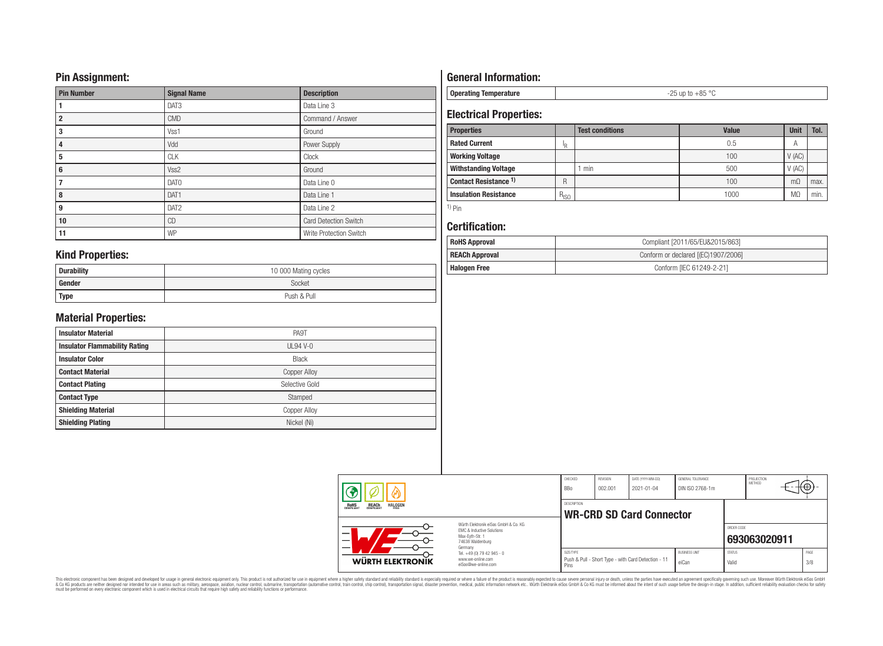## Pin Assignment:

| Pin Number | Signal Name | Description |
|---|---|---|
| 1 | DAT3 | Data Line 3 |
| 2 | CMD | Command / Answer |
| 3 | Vss1 | Ground |
| 4 | Vdd | Power Supply |
| 5 | CLK | Clock |
| 6 | Vss2 | Ground |
| 7 | DAT0 | Data Line 0 |
| 8 | DAT1 | Data Line 1 |
| 9 | DAT2 | Data Line 2 |
| 10 | CD | Card Detection Switch |
| 11 | WP | Write Protection Switch |

## Kind Properties:

| | |
|---|---|
| **Durability** | 10 000 Mating cycles |
| **Gender** | Socket |
| **Type** | Push & Pull |

## Material Properties:

| | |
|---|---|
| **Insulator Material** | PA9T |
| **Insulator Flammability Rating** | UL94 V-0 |
| **Insulator Color** | Black |
| **Contact Material** | Copper Alloy |
| **Contact Plating** | Selective Gold |
| **Contact Type** | Stamped |
| **Shielding Material** | Copper Alloy |
| **Shielding Plating** | Nickel (Ni) |

## General Information:

| | |
|---|---|
| **Operating Temperature** | -25 up to +85 °C |

## Electrical Properties:

| Properties | | Test conditions | Value | Unit | Tol. |
|---|---|---|---|---|---|
| **Rated Current** | $I_R$ | | 0.5 | A | |
| **Working Voltage** | | | 100 | V (AC) | |
| **Withstanding Voltage** | | 1 min | 500 | V (AC) | |
| **Contact Resistance** [1] | R | | 100 | mΩ | max. |
| **Insulation Resistance** | $R_{ISO}$ | | 1000 | MΩ | min. |

[1] Pin

## Certification:

| | |
|---|---|
| **RoHS Approval** | Compliant [2011/65/EU&2015/863] |
| **REACh Approval** | Conform or declared [(EC)1907/2006] |
| **Halogen Free** | Conform [IEC 61249-2-21] |

| CHECKED | REVISION | DATE (YYYY-MM-DD) | GENERAL TOLERANCE | PROJECTION METHOD |
|---|---|---|---|---|
| BBo | 002.001 | 2021-01-04 | DIN ISO 2768-1m | |

DESCRIPTION: **WR-CRD SD Card Connector**

ORDER CODE: **693063020911**

| SIZE/TYPE | BUSINESS UNIT | STATUS | PAGE |
|---|---|---|---|
| Push & Pull - Short Type - with Card Detection - 11 Pins | eiCan | Valid | 3/8 |

Würth Elektronik eiSos GmbH & Co. KG
EMC & Inductive Solutions
Max-Eyth-Str. 1
74638 Waldenburg
Germany
Tel. +49 (0) 79 42 945 - 0
www.we-online.com
eiSos@we-online.com

This electronic component has been designed and developed for usage in general electronic equipment only. This product is not authorized for use in equipment where a higher safety standard and reliability standard is especially required or where a failure of the product is reasonably expected to cause severe personal injury or death, unless the parties have executed an agreement specifically governing such use. Moreover Würth Elektronik eiSos GmbH & Co KG products are neither designed nor intended for use in areas such as military, aerospace, aviation, nuclear control, submarine, transportation (automotive control, train control, ship control), transportation signal, disaster prevention, medical, public information network etc.. Würth Elektronik eiSos GmbH & Co KG must be informed about the intent of such usage before the design-in stage. In addition, sufficient reliability evaluation checks for safety must be performed on every electronic component which is used in electrical circuits that require high safety and reliability functions or performance.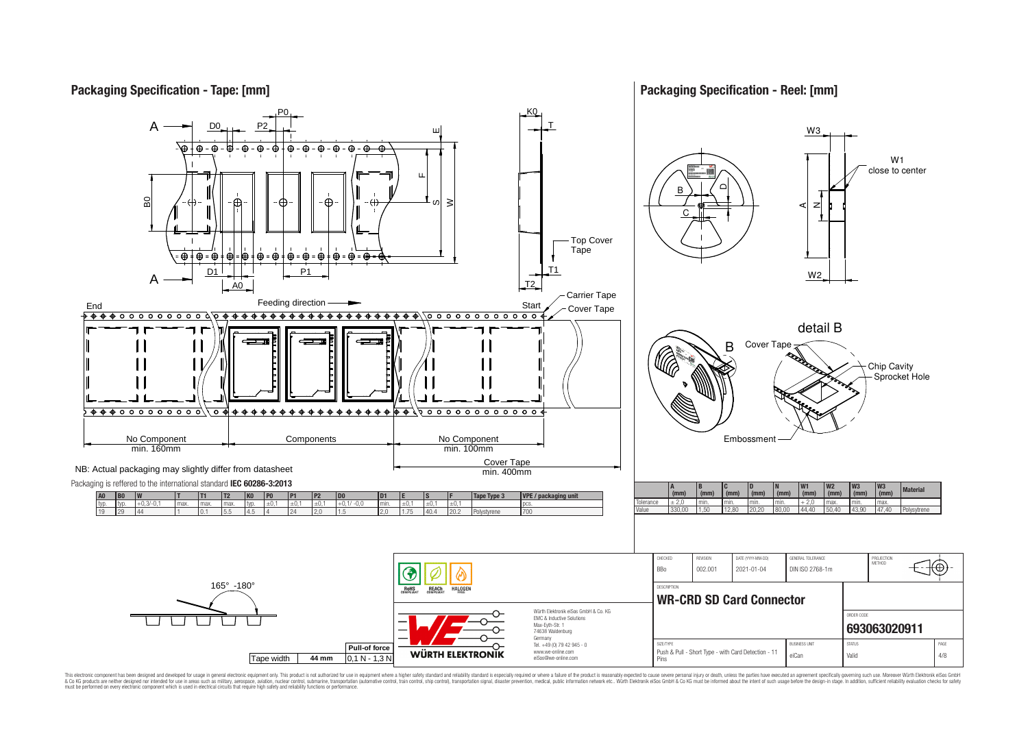## Packaging Specification - Tape: [mm]

Top Cover Tape

Carrier Tape

Cover Tape

End — Feeding direction — Start

No Component min. 160mm | Components | No Component min. 100mm

Cover Tape min. 400mm

NB: Actual packaging may slightly differ from datasheet

Packaging is reffered to the international standard **IEC 60286-3:2013**

| A0 | B0 | W | T | T1 | T2 | K0 | P0 | P1 | P2 | D0 | D1 | E | S | F | Tape Type 3 | VPE / packaging unit |
|---|---|---|---|---|---|---|---|---|---|---|---|---|---|---|---|---|
| typ. | typ. | +0,3/-0,1 | max. | max. | max. | typ. | ±0,1 | ±0,1 | ±0,1 | +0,1/ -0,0 | min. | ±0,1 | ±0,1 | ±0,1 | | pcs. |
| 19 | 29 | 44 | 1 | 0.1 | 5.5 | 4.5 | 4 | 24 | 2,0 | 1.5 | 2,0 | 1.75 | 40.4 | 20.2 | Polystyrene | 700 |

165° -180°

| Tape width | 44 mm | Pull-of force 0,1 N - 1,3 N |
|---|---|---|

## Packaging Specification - Reel: [mm]

W1 close to center

detail B

Cover Tape, Chip Cavity, Sprocket Hole, Embossment

| | A (mm) | B (mm) | C (mm) | D (mm) | N (mm) | W1 (mm) | W2 (mm) | W3 (mm) | W3 (mm) | Material |
|---|---|---|---|---|---|---|---|---|---|---|
| Tolerance | ± 2,0 | min. | min. | min. | min. | + 2,0 | max. | min. | max. | |
| Value | 330,00 | 1,50 | 12,80 | 20,20 | 80,00 | 44,40 | 50,40 | 43,90 | 47,40 | Polysytrene |

| CHECKED | REVISION | DATE (YYYY-MM-DD) | GENERAL TOLERANCE | PROJECTION METHOD |
|---|---|---|---|---|
| BBo | 002.001 | 2021-01-04 | DIN ISO 2768-1m | |

DESCRIPTION: **WR-CRD SD Card Connector**

ORDER CODE: **693063020911**

| SIZE/TYPE | BUSINESS UNIT | STATUS | PAGE |
|---|---|---|---|
| Push & Pull - Short Type - with Card Detection - 11 Pins | eiCan | Valid | 4/8 |

RoHS COMPLIANT, REACh COMPLIANT, HALOGEN FREE

Würth Elektronik eiSos GmbH & Co. KG
EMC & Inductive Solutions
Max-Eyth-Str. 1
74638 Waldenburg
Germany
Tel. +49 (0) 79 42 945 - 0
www.we-online.com
eiSos@we-online.com

WÜRTH ELEKTRONIK

This electronic component has been designed and developed for usage in general electronic equipment only. This product is not authorized for use in equipment where a higher safety standard and reliability standard is especially required or where a failure of the product is reasonably expected to cause severe personal injury or death, unless the parties have executed an agreement specifically governing such use. Moreover Würth Elektronik eiSos GmbH & Co KG products are neither designed nor intended for use in areas such as military, aerospace, aviation, nuclear control, submarine, transportation (automotive control, train control, ship control), transportation signal, disaster prevention, medical, public information network etc.. Würth Elektronik eiSos GmbH & Co KG must be informed about the intent of such usage before the design-in stage. In addition, sufficient reliability evaluation checks for safety must be performed on every electronic component which is used in electrical circuits that require high safety and reliability functions or performance.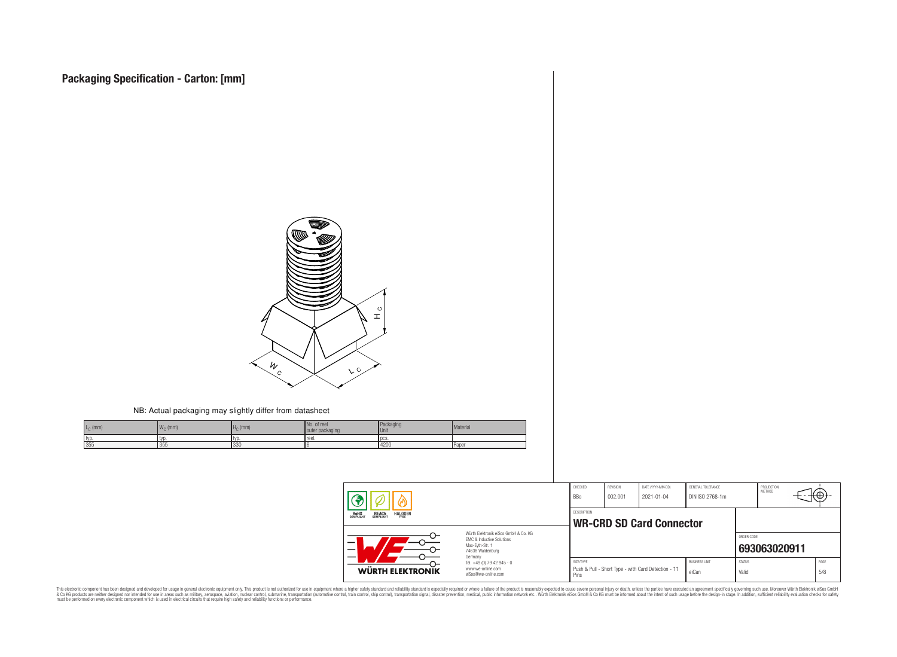# Packaging Specification - Carton: [mm]

NB: Actual packaging may slightly differ from datasheet

| $L_C$ (mm) | $W_C$ (mm) | $H_C$ (mm) | No. of reel outer packaging | Packaging Unit | Material |
|---|---|---|---|---|---|
| typ. | typ. | typ. | reel. | pcs. | |
| 355 | 355 | 330 | 6 | 4200 | Paper |

| CHECKED | REVISION | DATE (YYYY-MM-DD) | GENERAL TOLERANCE | PROJECTION METHOD |
|---|---|---|---|---|
| BBo | 002.001 | 2021-01-04 | DIN ISO 2768-1m | |

DESCRIPTION

**WR-CRD SD Card Connector**

ORDER CODE

**693063020911**

| SIZE/TYPE | BUSINESS UNIT | STATUS | PAGE |
|---|---|---|---|
| Push & Pull - Short Type - with Card Detection - 11 Pins | eiCan | Valid | 5/8 |

Würth Elektronik eiSos GmbH & Co. KG
EMC & Inductive Solutions
Max-Eyth-Str. 1
74638 Waldenburg
Germany
Tel. +49 (0) 79 42 945 - 0
www.we-online.com
eiSos@we-online.com

RoHS COMPLIANT REACh COMPLIANT HALOGEN FREE

WÜRTH ELEKTRONIK

This electronic component has been designed and developed for usage in general electronic equipment only. This product is not authorized for use in equipment where a higher safety standard and reliability standard is especially required or where a failure of the product is reasonably expected to cause severe personal injury or death, unless the parties have executed an agreement specifically governing such usage. Moreover Würth Elektronik eiSos GmbH & Co KG products are neither designed nor intended for use in areas such as military, aerospace, aviation, nuclear control, submarine, transportation (automotive control, train control, ship control), transportation signal, disaster prevention, medical, public information network etc.. Würth Elektronik eiSos GmbH & Co KG must be informed about the intent of such usage before the design-in stage. In addition, sufficient reliability evaluation checks for safety must be performed on every electronic component which is used in electrical circuits that require high safety and reliability functions or performance.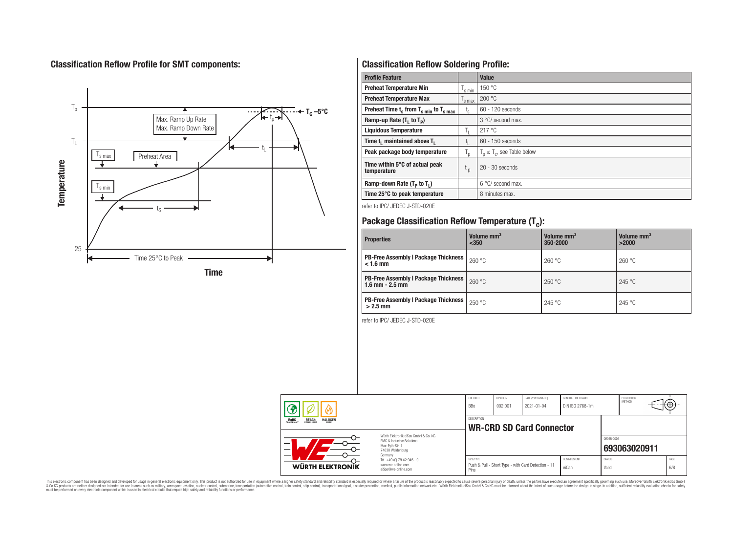## Classification Reflow Profile for SMT components:

## Classification Reflow Soldering Profile:

| Profile Feature | | Value |
|---|---|---|
| Preheat Temperature Min | $T_{s\ min}$ | 150 °C |
| Preheat Temperature Max | $T_{s\ max}$ | 200 °C |
| Preheat Time $t_s$ from $T_{s\ min}$ to $T_{s\ max}$ | $t_s$ | 60 - 120 seconds |
| Ramp-up Rate ($T_L$ to $T_P$) | | 3 °C/ second max. |
| Liquidous Temperature | $T_L$ | 217 °C |
| Time $t_L$ maintained above $T_L$ | $t_L$ | 60 - 150 seconds |
| Peak package body temperature | $T_p$ | $T_p \leq T_c$, see Table below |
| Time within 5°C of actual peak temperature | $t_p$ | 20 - 30 seconds |
| Ramp-down Rate ($T_P$ to $T_L$) | | 6 °C/ second max. |
| Time 25°C to peak temperature | | 8 minutes max. |

refer to IPC/ JEDEC J-STD-020E

## Package Classification Reflow Temperature ($T_C$):

| Properties | Volume mm³ <350 | Volume mm³ 350-2000 | Volume mm³ >2000 |
|---|---|---|---|
| PB-Free Assembly \| Package Thickness < 1.6 mm | 260 °C | 260 °C | 260 °C |
| PB-Free Assembly \| Package Thickness 1.6 mm - 2.5 mm | 260 °C | 250 °C | 245 °C |
| PB-Free Assembly \| Package Thickness > 2.5 mm | 250 °C | 245 °C | 245 °C |

refer to IPC/ JEDEC J-STD-020E

| CHECKED | REVISION | DATE (YYYY-MM-DD) | GENERAL TOLERANCE | PROJECTION METHOD |
|---|---|---|---|---|
| BBo | 002.001 | 2021-01-04 | DIN ISO 2768-1m | |

DESCRIPTION: **WR-CRD SD Card Connector**

ORDER CODE: **693063020911**

| SIZE/TYPE | BUSINESS UNIT | STATUS | PAGE |
|---|---|---|---|
| Push & Pull - Short Type - with Card Detection - 11 Pins | eiCan | Valid | 6/8 |

Würth Elektronik eiSos GmbH & Co. KG
EMC & Inductive Solutions
Max-Eyth-Str. 1
74638 Waldenburg
Germany
Tel. +49 (0) 79 42 945 - 0
www.we-online.com
eiSos@we-online.com

This electronic component has been designed and developed for usage in general electronic equipment only. This product is not authorized for use in equipment where a higher safety standard and reliability standard is especially required or where a failure of the product is reasonably expected to cause severe personal injury or death, unless the parties have executed an agreement specifically governing such use. Moreover Würth Elektronik eiSos GmbH & Co KG products are neither designed nor intended for use in areas such as military, aerospace, aviation, nuclear control, submarine, transportation (automotive control, train control, ship control), transportation signal, disaster prevention, medical, public information network etc.. Würth Elektronik eiSos GmbH & Co KG must be informed about the intent of such usage before the design-in stage. In addition, sufficient reliability evaluation checks for safety must be performed on every electronic component which is used in electrical circuits that require high safety and reliability functions or performance.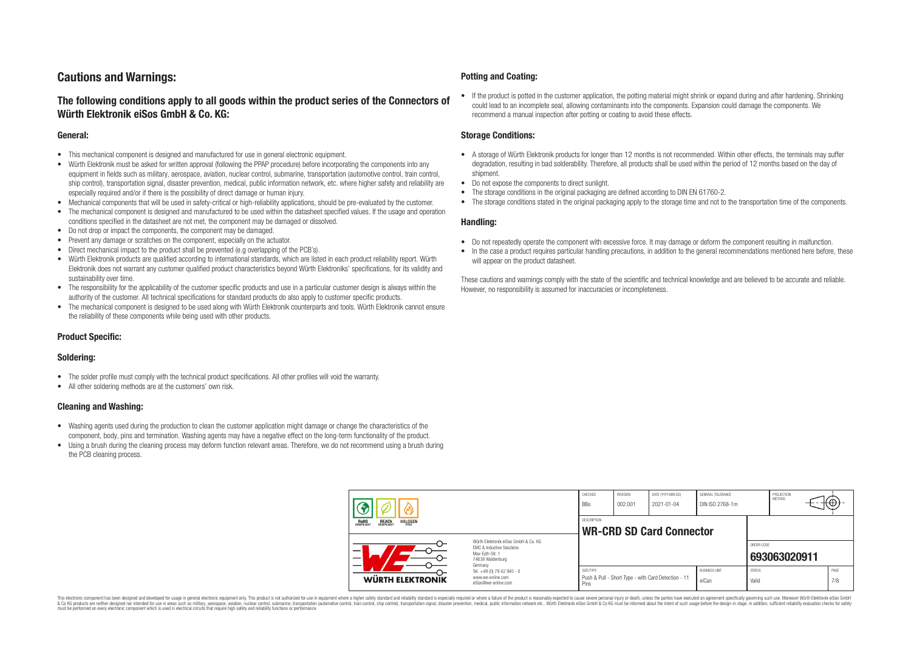# Cautions and Warnings:

## The following conditions apply to all goods within the product series of the Connectors of Würth Elektronik eiSos GmbH & Co. KG:

### General:

- This mechanical component is designed and manufactured for use in general electronic equipment.
- Würth Elektronik must be asked for written approval (following the PPAP procedure) before incorporating the components into any equipment in fields such as military, aerospace, aviation, nuclear control, submarine, transportation (automotive control, train control, ship control), transportation signal, disaster prevention, medical, public information network, etc. where higher safety and reliability are especially required and/or if there is the possibility of direct damage or human injury.
- Mechanical components that will be used in safety-critical or high-reliability applications, should be pre-evaluated by the customer.
- The mechanical component is designed and manufactured to be used within the datasheet specified values. If the usage and operation conditions specified in the datasheet are not met, the component may be damaged or dissolved.
- Do not drop or impact the components, the component may be damaged.
- Prevent any damage or scratches on the component, especially on the actuator.
- Direct mechanical impact to the product shall be prevented (e.g overlapping of the PCB's).
- Würth Elektronik products are qualified according to international standards, which are listed in each product reliability report. Würth Elektronik does not warrant any customer qualified product characteristics beyond Würth Elektroniks' specifications, for its validity and sustainability over time.
- The responsibility for the applicability of the customer specific products and use in a particular customer design is always within the authority of the customer. All technical specifications for standard products do also apply to customer specific products.
- The mechanical component is designed to be used along with Würth Elektronik counterparts and tools. Würth Elektronik cannot ensure the reliability of these components while being used with other products.

### Product Specific:

### Soldering:

- The solder profile must comply with the technical product specifications. All other profiles will void the warranty.
- All other soldering methods are at the customers' own risk.

### Cleaning and Washing:

- Washing agents used during the production to clean the customer application might damage or change the characteristics of the component, body, pins and termination. Washing agents may have a negative effect on the long-term functionality of the product.
- Using a brush during the cleaning process may deform function relevant areas. Therefore, we do not recommend using a brush during the PCB cleaning process.

### Potting and Coating:

- If the product is potted in the customer application, the potting material might shrink or expand during and after hardening. Shrinking could lead to an incomplete seal, allowing contaminants into the components. Expansion could damage the components. We recommend a manual inspection after potting or coating to avoid these effects.

### Storage Conditions:

- A storage of Würth Elektronik products for longer than 12 months is not recommended. Within other effects, the terminals may suffer degradation, resulting in bad solderability. Therefore, all products shall be used within the period of 12 months based on the day of shipment.
- Do not expose the components to direct sunlight.
- The storage conditions in the original packaging are defined according to DIN EN 61760-2.
- The storage conditions stated in the original packaging apply to the storage time and not to the transportation time of the components.

### Handling:

- Do not repeatedly operate the component with excessive force. It may damage or deform the component resulting in malfunction.
- In the case a product requires particular handling precautions, in addition to the general recommendations mentioned here before, these will appear on the product datasheet.

These cautions and warnings comply with the state of the scientific and technical knowledge and are believed to be accurate and reliable. However, no responsibility is assumed for inaccuracies or incompleteness.

| CHECKED | REVISION | DATE (YYYY-MM-DD) | GENERAL TOLERANCE | PROJECTION METHOD |
|---|---|---|---|---|
| BBo | 002.001 | 2021-01-04 | DIN ISO 2768-1m | |

DESCRIPTION: **WR-CRD SD Card Connector**

ORDER CODE: **693063020911**

| SIZE/TYPE | BUSINESS UNIT | STATUS | PAGE |
|---|---|---|---|
| Push & Pull - Short Type - with Card Detection - 11 Pins | eiCan | Valid | 7/8 |

Würth Elektronik eiSos GmbH & Co. KG
EMC & Inductive Solutions
Max-Eyth-Str. 1
74638 Waldenburg
Germany
Tel. +49 (0) 79 42 945 - 0
www.we-online.com
eiSos@we-online.com

This electronic component has been designed and developed for usage in general electronic equipment only. This product is not authorized for use in equipment where a higher safety standard and reliability standard is especially required or where a failure of the product is reasonably expected to cause severe personal injury or death, unless the parties have executed an agreement specifically governing such use. Moreover Würth Elektronik eiSos GmbH & Co KG products are neither designed nor intended for use in areas such as military, aerospace, aviation, nuclear control, submarine, transportation (automotive control, train control, ship control), transportation signal, disaster prevention, medical, public information network etc.. Würth Elektronik eiSos GmbH & Co KG must be informed about the intent of such usage before the design-in stage. In addition, sufficient reliability evaluation checks for safety must be performed on every electronic component which is used in electrical circuits that require high safety and reliability functions or performance.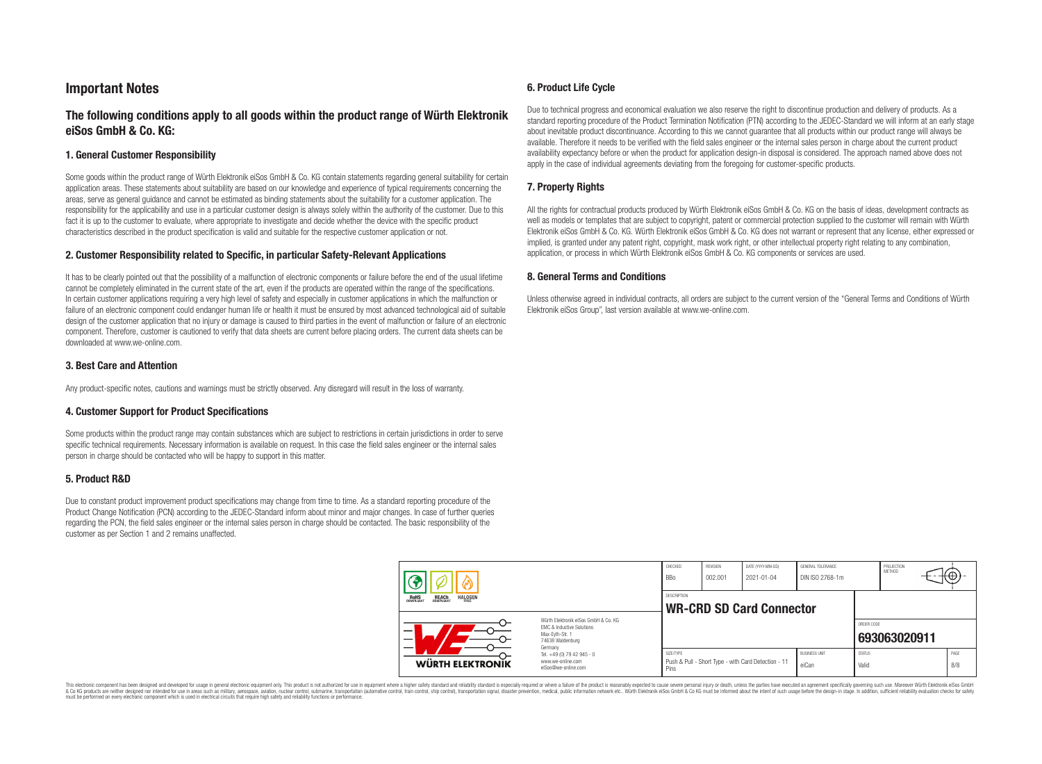# Important Notes

## The following conditions apply to all goods within the product range of Würth Elektronik eiSos GmbH & Co. KG:

### 1. General Customer Responsibility

Some goods within the product range of Würth Elektronik eiSos GmbH & Co. KG contain statements regarding general suitability for certain application areas. These statements about suitability are based on our knowledge and experience of typical requirements concerning the areas, serve as general guidance and cannot be estimated as binding statements about the suitability for a customer application. The responsibility for the applicability and use in a particular customer design is always solely within the authority of the customer. Due to this fact it is up to the customer to evaluate, where appropriate to investigate and decide whether the device with the specific product characteristics described in the product specification is valid and suitable for the respective customer application or not.

### 2. Customer Responsibility related to Specific, in particular Safety-Relevant Applications

It has to be clearly pointed out that the possibility of a malfunction of electronic components or failure before the end of the usual lifetime cannot be completely eliminated in the current state of the art, even if the products are operated within the range of the specifications. In certain customer applications requiring a very high level of safety and especially in customer applications in which the malfunction or failure of an electronic component could endanger human life or health it must be ensured by most advanced technological aid of suitable design of the customer application that no injury or damage is caused to third parties in the event of malfunction or failure of an electronic component. Therefore, customer is cautioned to verify that data sheets are current before placing orders. The current data sheets can be downloaded at www.we-online.com.

### 3. Best Care and Attention

Any product-specific notes, cautions and warnings must be strictly observed. Any disregard will result in the loss of warranty.

### 4. Customer Support for Product Specifications

Some products within the product range may contain substances which are subject to restrictions in certain jurisdictions in order to serve specific technical requirements. Necessary information is available on request. In this case the field sales engineer or the internal sales person in charge should be contacted who will be happy to support in this matter.

### 5. Product R&D

Due to constant product improvement product specifications may change from time to time. As a standard reporting procedure of the Product Change Notification (PCN) according to the JEDEC-Standard inform about minor and major changes. In case of further queries regarding the PCN, the field sales engineer or the internal sales person in charge should be contacted. The basic responsibility of the customer as per Section 1 and 2 remains unaffected.

### 6. Product Life Cycle

Due to technical progress and economical evaluation we also reserve the right to discontinue production and delivery of products. As a standard reporting procedure of the Product Termination Notification (PTN) according to the JEDEC-Standard we will inform at an early stage about inevitable product discontinuance. According to this we cannot guarantee that all products within our product range will always be available. Therefore it needs to be verified with the field sales engineer or the internal sales person in charge about the current product availability expectancy before or when the product for application design-in disposal is considered. The approach named above does not apply in the case of individual agreements deviating from the foregoing for customer-specific products.

### 7. Property Rights

All the rights for contractual products produced by Würth Elektronik eiSos GmbH & Co. KG on the basis of ideas, development contracts as well as models or templates that are subject to copyright, patent or commercial protection supplied to the customer will remain with Würth Elektronik eiSos GmbH & Co. KG. Würth Elektronik eiSos GmbH & Co. KG does not warrant or represent that any license, either expressed or implied, is granted under any patent right, copyright, mask work right, or other intellectual property right relating to any combination, application, or process in which Würth Elektronik eiSos GmbH & Co. KG components or services are used.

### 8. General Terms and Conditions

Unless otherwise agreed in individual contracts, all orders are subject to the current version of the "General Terms and Conditions of Würth Elektronik eiSos Group", last version available at www.we-online.com.

| | | | | | | |
|---|---|---|---|---|---|---|
| CHECKED BBo | REVISION 002.001 | DATE (YYYY-MM-DD) 2021-01-04 | GENERAL TOLERANCE DIN ISO 2768-1m | | PROJECTION METHOD | |
| DESCRIPTION **WR-CRD SD Card Connector** | | | | | | |
| Würth Elektronik eiSos GmbH & Co. KG, EMC & Inductive Solutions, Max-Eyth-Str. 1, 74638 Waldenburg, Germany, Tel. +49 (0) 79 42 945 - 0, www.we-online.com, eiSos@we-online.com | | | | ORDER CODE **693063020911** | | |
| SIZE/TYPE Push & Pull - Short Type - with Card Detection - 11 Pins | | | BUSINESS UNIT eiCan | STATUS Valid | | PAGE 8/8 |

This electronic component has been designed and developed for usage in general electronic equipment only. This product is not authorized for use in equipment where a higher safety standard and reliability standard is especially required or where a failure of the product is reasonably expected to cause severe personal injury or death, unless the parties have executed an agreement specifically governing such use. Moreover Würth Elektronik eiSos GmbH & Co KG products are neither designed nor intended for use in areas such as military, aerospace, aviation, nuclear control, submarine, transportation (automotive control, train control, ship control), transportation signal, disaster prevention, medical, public information network etc.. Würth Elektronik eiSos GmbH & Co KG must be informed about the intent of such usage before the design-in stage. In addition, sufficient reliability evaluation checks for safety must be performed on every electronic component which is used in electrical circuits that require high safety and reliability functions or performance.